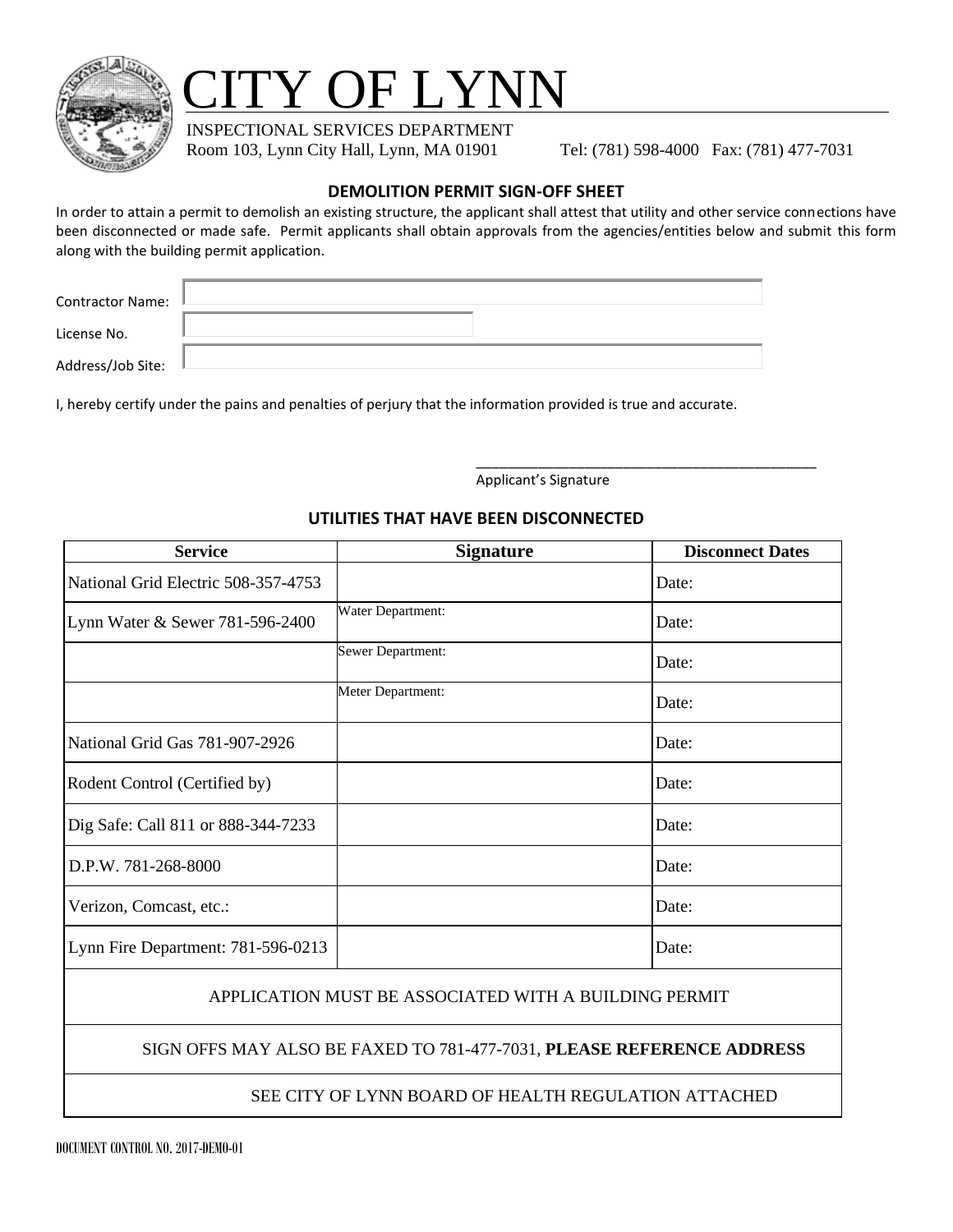# CITY OF LYNN

INSPECTIONAL SERVICES DEPARTMENT
Room 103, Lynn City Hall, Lynn, MA 01901 Tel: (781) 598-4000 Fax: (781) 477-7031

## DEMOLITION PERMIT SIGN-OFF SHEET

In order to attain a permit to demolish an existing structure, the applicant shall attest that utility and other service connections have been disconnected or made safe. Permit applicants shall obtain approvals from the agencies/entities below and submit this form along with the building permit application.

Contractor Name:

License No.

Address/Job Site:

I, hereby certify under the pains and penalties of perjury that the information provided is true and accurate.

\_\_\_\_\_\_\_\_\_\_\_\_\_\_\_\_\_\_\_\_\_\_\_\_\_\_\_\_\_\_\_\_\_\_\_\_\_\_\_\_\_\_\_\_
Applicant's Signature

### UTILITIES THAT HAVE BEEN DISCONNECTED

| Service | Signature | Disconnect Dates |
|---|---|---|
| National Grid Electric 508-357-4753 | | Date: |
| Lynn Water & Sewer 781-596-2400 | Water Department: | Date: |
| | Sewer Department: | Date: |
| | Meter Department: | Date: |
| National Grid Gas 781-907-2926 | | Date: |
| Rodent Control (Certified by) | | Date: |
| Dig Safe: Call 811 or 888-344-7233 | | Date: |
| D.P.W. 781-268-8000 | | Date: |
| Verizon, Comcast, etc.: | | Date: |
| Lynn Fire Department: 781-596-0213 | | Date: |
| APPLICATION MUST BE ASSOCIATED WITH A BUILDING PERMIT | | |
| SIGN OFFS MAY ALSO BE FAXED TO 781-477-7031, **PLEASE REFERENCE ADDRESS** | | |
| SEE CITY OF LYNN BOARD OF HEALTH REGULATION ATTACHED | | |

DOCUMENT CONTROL NO. 2017-DEMO-01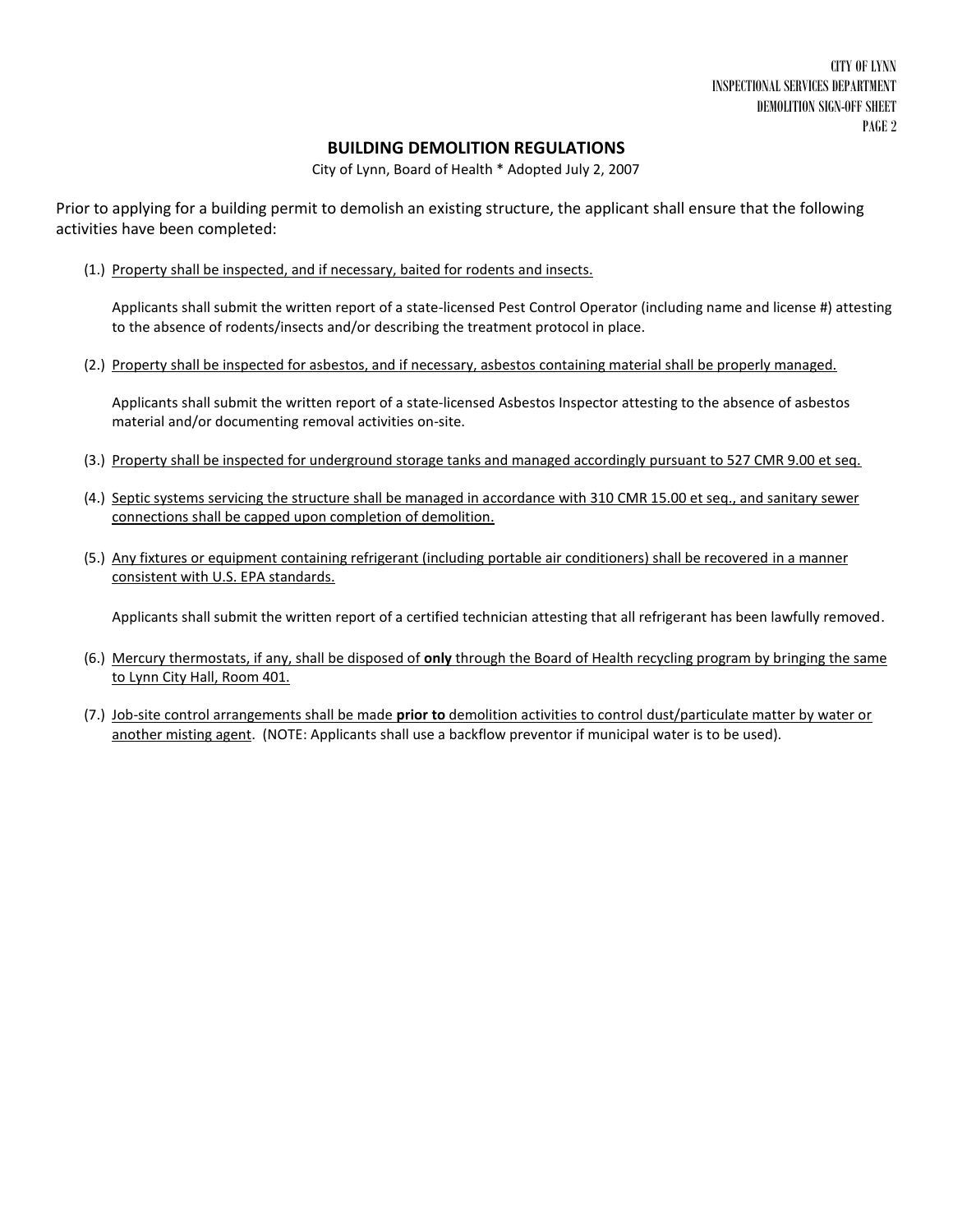## BUILDING DEMOLITION REGULATIONS

City of Lynn, Board of Health * Adopted July 2, 2007

Prior to applying for a building permit to demolish an existing structure, the applicant shall ensure that the following activities have been completed:

(1.) Property shall be inspected, and if necessary, baited for rodents and insects.

Applicants shall submit the written report of a state-licensed Pest Control Operator (including name and license #) attesting to the absence of rodents/insects and/or describing the treatment protocol in place.

(2.) Property shall be inspected for asbestos, and if necessary, asbestos containing material shall be properly managed.

Applicants shall submit the written report of a state-licensed Asbestos Inspector attesting to the absence of asbestos material and/or documenting removal activities on-site.

(3.) Property shall be inspected for underground storage tanks and managed accordingly pursuant to 527 CMR 9.00 et seq.

(4.) Septic systems servicing the structure shall be managed in accordance with 310 CMR 15.00 et seq., and sanitary sewer connections shall be capped upon completion of demolition.

(5.) Any fixtures or equipment containing refrigerant (including portable air conditioners) shall be recovered in a manner consistent with U.S. EPA standards.

Applicants shall submit the written report of a certified technician attesting that all refrigerant has been lawfully removed.

(6.) Mercury thermostats, if any, shall be disposed of **only** through the Board of Health recycling program by bringing the same to Lynn City Hall, Room 401.

(7.) Job-site control arrangements shall be made **prior to** demolition activities to control dust/particulate matter by water or another misting agent. (NOTE: Applicants shall use a backflow preventor if municipal water is to be used).